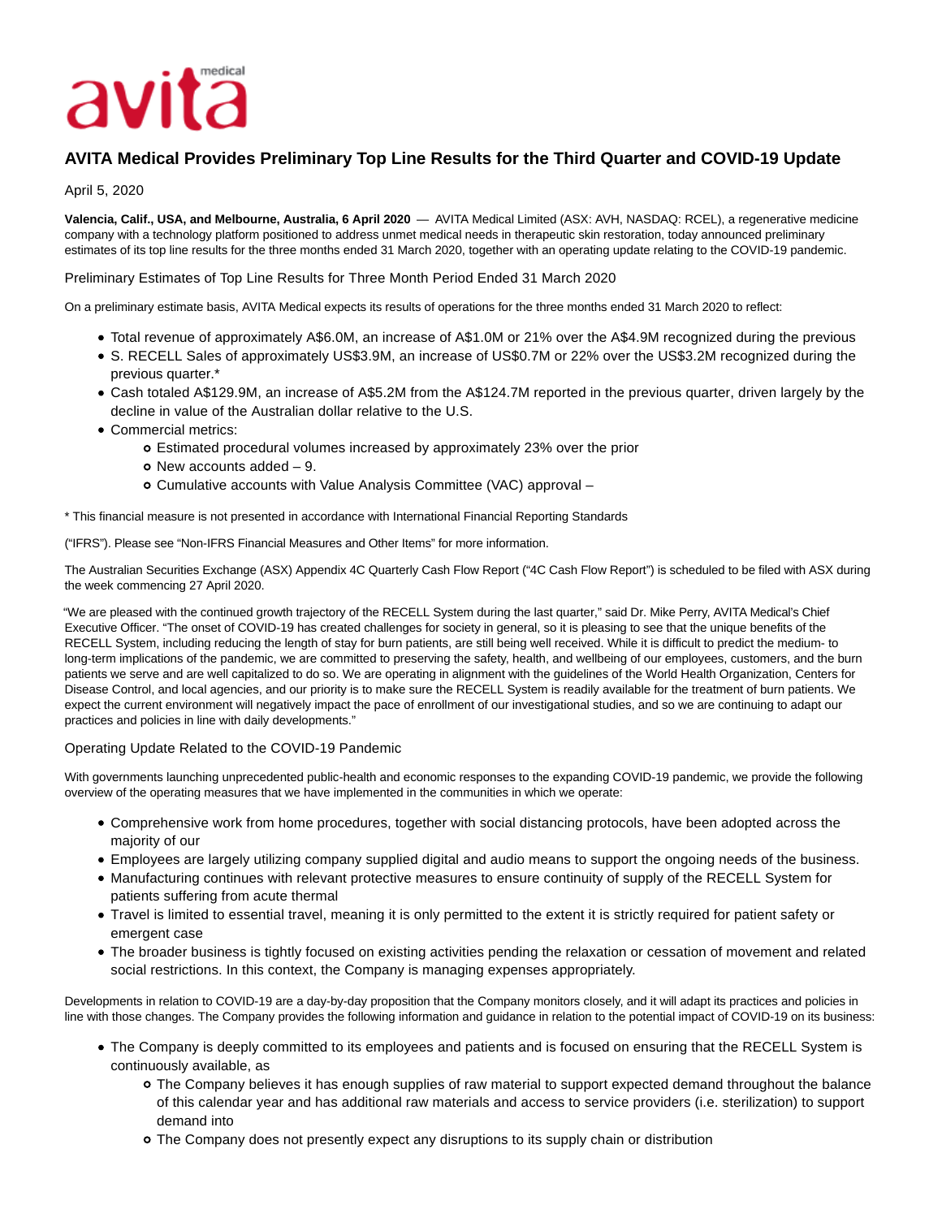# AVITA Medical Provides Preliminary Top Line Results for the Third Quarter and COVID-19 Update

April 5, 2020

**Valencia, Calif., USA, and Melbourne, Australia, 6 April 2020** — AVITA Medical Limited (ASX: AVH, NASDAQ: RCEL), a regenerative medicine company with a technology platform positioned to address unmet medical needs in therapeutic skin restoration, today announced preliminary estimates of its top line results for the three months ended 31 March 2020, together with an operating update relating to the COVID-19 pandemic.

## Preliminary Estimates of Top Line Results for Three Month Period Ended 31 March 2020

On a preliminary estimate basis, AVITA Medical expects its results of operations for the three months ended 31 March 2020 to reflect:

- Total revenue of approximately A$6.0M, an increase of A$1.0M or 21% over the A$4.9M recognized during the previous
- S. RECELL Sales of approximately US$3.9M, an increase of US$0.7M or 22% over the US$3.2M recognized during the previous quarter.*
- Cash totaled A$129.9M, an increase of A$5.2M from the A$124.7M reported in the previous quarter, driven largely by the decline in value of the Australian dollar relative to the U.S.
- Commercial metrics:
  - Estimated procedural volumes increased by approximately 23% over the prior
  - New accounts added – 9.
  - Cumulative accounts with Value Analysis Committee (VAC) approval –

* This financial measure is not presented in accordance with International Financial Reporting Standards

("IFRS"). Please see "Non-IFRS Financial Measures and Other Items" for more information.

The Australian Securities Exchange (ASX) Appendix 4C Quarterly Cash Flow Report ("4C Cash Flow Report") is scheduled to be filed with ASX during the week commencing 27 April 2020.

"We are pleased with the continued growth trajectory of the RECELL System during the last quarter," said Dr. Mike Perry, AVITA Medical's Chief Executive Officer. "The onset of COVID-19 has created challenges for society in general, so it is pleasing to see that the unique benefits of the RECELL System, including reducing the length of stay for burn patients, are still being well received. While it is difficult to predict the medium- to long-term implications of the pandemic, we are committed to preserving the safety, health, and wellbeing of our employees, customers, and the burn patients we serve and are well capitalized to do so. We are operating in alignment with the guidelines of the World Health Organization, Centers for Disease Control, and local agencies, and our priority is to make sure the RECELL System is readily available for the treatment of burn patients. We expect the current environment will negatively impact the pace of enrollment of our investigational studies, and so we are continuing to adapt our practices and policies in line with daily developments."

## Operating Update Related to the COVID-19 Pandemic

With governments launching unprecedented public-health and economic responses to the expanding COVID-19 pandemic, we provide the following overview of the operating measures that we have implemented in the communities in which we operate:

- Comprehensive work from home procedures, together with social distancing protocols, have been adopted across the majority of our
- Employees are largely utilizing company supplied digital and audio means to support the ongoing needs of the business.
- Manufacturing continues with relevant protective measures to ensure continuity of supply of the RECELL System for patients suffering from acute thermal
- Travel is limited to essential travel, meaning it is only permitted to the extent it is strictly required for patient safety or emergent case
- The broader business is tightly focused on existing activities pending the relaxation or cessation of movement and related social restrictions. In this context, the Company is managing expenses appropriately.

Developments in relation to COVID-19 are a day-by-day proposition that the Company monitors closely, and it will adapt its practices and policies in line with those changes. The Company provides the following information and guidance in relation to the potential impact of COVID-19 on its business:

- The Company is deeply committed to its employees and patients and is focused on ensuring that the RECELL System is continuously available, as
  - The Company believes it has enough supplies of raw material to support expected demand throughout the balance of this calendar year and has additional raw materials and access to service providers (i.e. sterilization) to support demand into
  - The Company does not presently expect any disruptions to its supply chain or distribution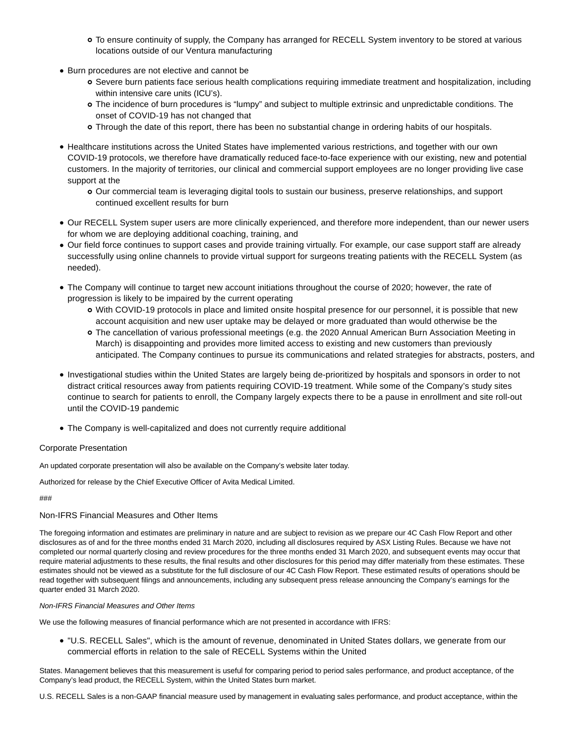- To ensure continuity of supply, the Company has arranged for RECELL System inventory to be stored at various locations outside of our Ventura manufacturing

- Burn procedures are not elective and cannot be
  - Severe burn patients face serious health complications requiring immediate treatment and hospitalization, including within intensive care units (ICU's).
  - The incidence of burn procedures is "lumpy" and subject to multiple extrinsic and unpredictable conditions. The onset of COVID-19 has not changed that
  - Through the date of this report, there has been no substantial change in ordering habits of our hospitals.

- Healthcare institutions across the United States have implemented various restrictions, and together with our own COVID-19 protocols, we therefore have dramatically reduced face-to-face experience with our existing, new and potential customers. In the majority of territories, our clinical and commercial support employees are no longer providing live case support at the
  - Our commercial team is leveraging digital tools to sustain our business, preserve relationships, and support continued excellent results for burn

- Our RECELL System super users are more clinically experienced, and therefore more independent, than our newer users for whom we are deploying additional coaching, training, and
- Our field force continues to support cases and provide training virtually. For example, our case support staff are already successfully using online channels to provide virtual support for surgeons treating patients with the RECELL System (as needed).

- The Company will continue to target new account initiations throughout the course of 2020; however, the rate of progression is likely to be impaired by the current operating
  - With COVID-19 protocols in place and limited onsite hospital presence for our personnel, it is possible that new account acquisition and new user uptake may be delayed or more graduated than would otherwise be the
  - The cancellation of various professional meetings (e.g. the 2020 Annual American Burn Association Meeting in March) is disappointing and provides more limited access to existing and new customers than previously anticipated. The Company continues to pursue its communications and related strategies for abstracts, posters, and

- Investigational studies within the United States are largely being de-prioritized by hospitals and sponsors in order to not distract critical resources away from patients requiring COVID-19 treatment. While some of the Company's study sites continue to search for patients to enroll, the Company largely expects there to be a pause in enrollment and site roll-out until the COVID-19 pandemic

- The Company is well-capitalized and does not currently require additional

## Corporate Presentation

An updated corporate presentation will also be available on the Company's website later today.

Authorized for release by the Chief Executive Officer of Avita Medical Limited.

###

## Non-IFRS Financial Measures and Other Items

The foregoing information and estimates are preliminary in nature and are subject to revision as we prepare our 4C Cash Flow Report and other disclosures as of and for the three months ended 31 March 2020, including all disclosures required by ASX Listing Rules. Because we have not completed our normal quarterly closing and review procedures for the three months ended 31 March 2020, and subsequent events may occur that require material adjustments to these results, the final results and other disclosures for this period may differ materially from these estimates. These estimates should not be viewed as a substitute for the full disclosure of our 4C Cash Flow Report. These estimated results of operations should be read together with subsequent filings and announcements, including any subsequent press release announcing the Company's earnings for the quarter ended 31 March 2020.

*Non-IFRS Financial Measures and Other Items*

We use the following measures of financial performance which are not presented in accordance with IFRS:

- "U.S. RECELL Sales", which is the amount of revenue, denominated in United States dollars, we generate from our commercial efforts in relation to the sale of RECELL Systems within the United

States. Management believes that this measurement is useful for comparing period to period sales performance, and product acceptance, of the Company's lead product, the RECELL System, within the United States burn market.

U.S. RECELL Sales is a non-GAAP financial measure used by management in evaluating sales performance, and product acceptance, within the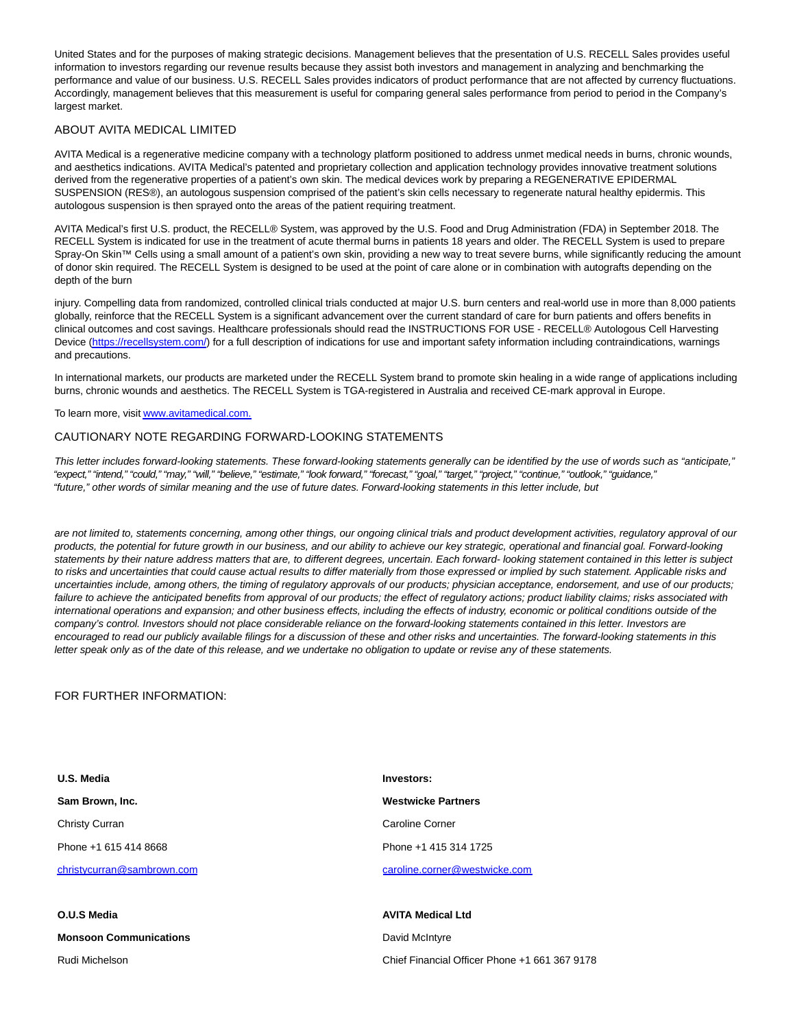United States and for the purposes of making strategic decisions. Management believes that the presentation of U.S. RECELL Sales provides useful information to investors regarding our revenue results because they assist both investors and management in analyzing and benchmarking the performance and value of our business. U.S. RECELL Sales provides indicators of product performance that are not affected by currency fluctuations. Accordingly, management believes that this measurement is useful for comparing general sales performance from period to period in the Company's largest market.

## ABOUT AVITA MEDICAL LIMITED

AVITA Medical is a regenerative medicine company with a technology platform positioned to address unmet medical needs in burns, chronic wounds, and aesthetics indications. AVITA Medical's patented and proprietary collection and application technology provides innovative treatment solutions derived from the regenerative properties of a patient's own skin. The medical devices work by preparing a REGENERATIVE EPIDERMAL SUSPENSION (RES®), an autologous suspension comprised of the patient's skin cells necessary to regenerate natural healthy epidermis. This autologous suspension is then sprayed onto the areas of the patient requiring treatment.

AVITA Medical's first U.S. product, the RECELL® System, was approved by the U.S. Food and Drug Administration (FDA) in September 2018. The RECELL System is indicated for use in the treatment of acute thermal burns in patients 18 years and older. The RECELL System is used to prepare Spray-On Skin™ Cells using a small amount of a patient's own skin, providing a new way to treat severe burns, while significantly reducing the amount of donor skin required. The RECELL System is designed to be used at the point of care alone or in combination with autografts depending on the depth of the burn injury. Compelling data from randomized, controlled clinical trials conducted at major U.S. burn centers and real-world use in more than 8,000 patients globally, reinforce that the RECELL System is a significant advancement over the current standard of care for burn patients and offers benefits in clinical outcomes and cost savings. Healthcare professionals should read the INSTRUCTIONS FOR USE - RECELL® Autologous Cell Harvesting Device (https://recellsystem.com/) for a full description of indications for use and important safety information including contraindications, warnings and precautions.

In international markets, our products are marketed under the RECELL System brand to promote skin healing in a wide range of applications including burns, chronic wounds and aesthetics. The RECELL System is TGA-registered in Australia and received CE-mark approval in Europe.

To learn more, visit www.avitamedical.com.

## CAUTIONARY NOTE REGARDING FORWARD-LOOKING STATEMENTS

*This letter includes forward-looking statements. These forward-looking statements generally can be identified by the use of words such as "anticipate," "expect," "intend," "could," "may," "will," "believe," "estimate," "look forward," "forecast," "goal," "target," "project," "continue," "outlook," "guidance," "future," other words of similar meaning and the use of future dates. Forward-looking statements in this letter include, but are not limited to, statements concerning, among other things, our ongoing clinical trials and product development activities, regulatory approval of our products, the potential for future growth in our business, and our ability to achieve our key strategic, operational and financial goal. Forward-looking statements by their nature address matters that are, to different degrees, uncertain. Each forward- looking statement contained in this letter is subject to risks and uncertainties that could cause actual results to differ materially from those expressed or implied by such statement. Applicable risks and uncertainties include, among others, the timing of regulatory approvals of our products; physician acceptance, endorsement, and use of our products; failure to achieve the anticipated benefits from approval of our products; the effect of regulatory actions; product liability claims; risks associated with international operations and expansion; and other business effects, including the effects of industry, economic or political conditions outside of the company's control. Investors should not place considerable reliance on the forward-looking statements contained in this letter. Investors are encouraged to read our publicly available filings for a discussion of these and other risks and uncertainties. The forward-looking statements in this letter speak only as of the date of this release, and we undertake no obligation to update or revise any of these statements.*

FOR FURTHER INFORMATION:

**U.S. Media**
**Sam Brown, Inc.**
Christy Curran
Phone +1 615 414 8668
christycurran@sambrown.com

**Investors:**
**Westwicke Partners**
Caroline Corner
Phone +1 415 314 1725
caroline.corner@westwicke.com

**O.U.S Media**
**Monsoon Communications**
Rudi Michelson

**AVITA Medical Ltd**
David McIntyre
Chief Financial Officer Phone +1 661 367 9178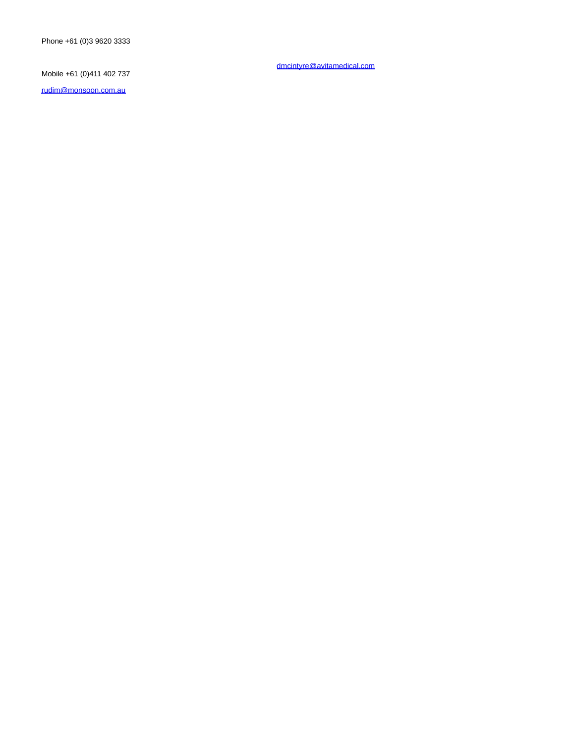Phone +61 (0)3 9620 3333

Mobile +61 (0)411 402 737

rudim@monsoon.com.au

dmcintyre@avitamedical.com